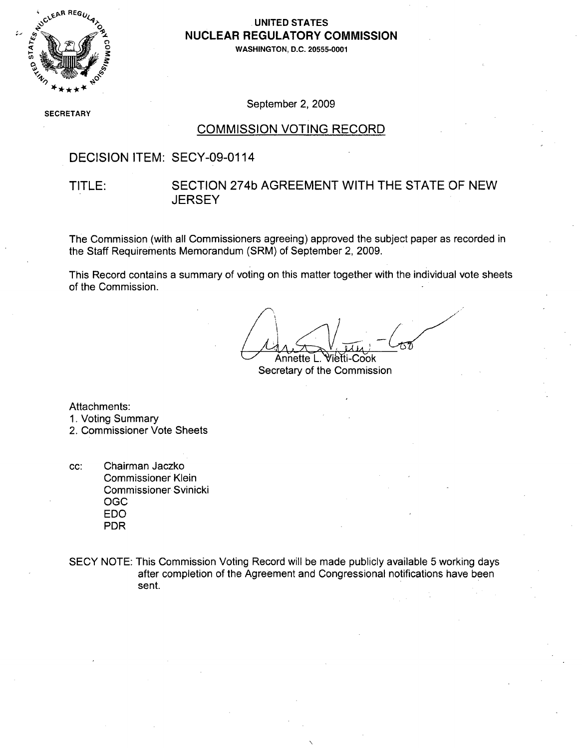**UNITED STATES**
**NUCLEAR REGULATORY COMMISSION**
WASHINGTON, D.C. 20555-0001

SECRETARY

September 2, 2009

## COMMISSION VOTING RECORD

DECISION ITEM: SECY-09-0114

TITLE: SECTION 274b AGREEMENT WITH THE STATE OF NEW JERSEY

The Commission (with all Commissioners agreeing) approved the subject paper as recorded in the Staff Requirements Memorandum (SRM) of September 2, 2009.

This Record contains a summary of voting on this matter together with the individual vote sheets of the Commission.

Annette L. Vietti-Cook
Secretary of the Commission

Attachments:
1. Voting Summary
2. Commissioner Vote Sheets

cc: Chairman Jaczko
Commissioner Klein
Commissioner Svinicki
OGC
EDO
PDR

SECY NOTE: This Commission Voting Record will be made publicly available 5 working days after completion of the Agreement and Congressional notifications have been sent.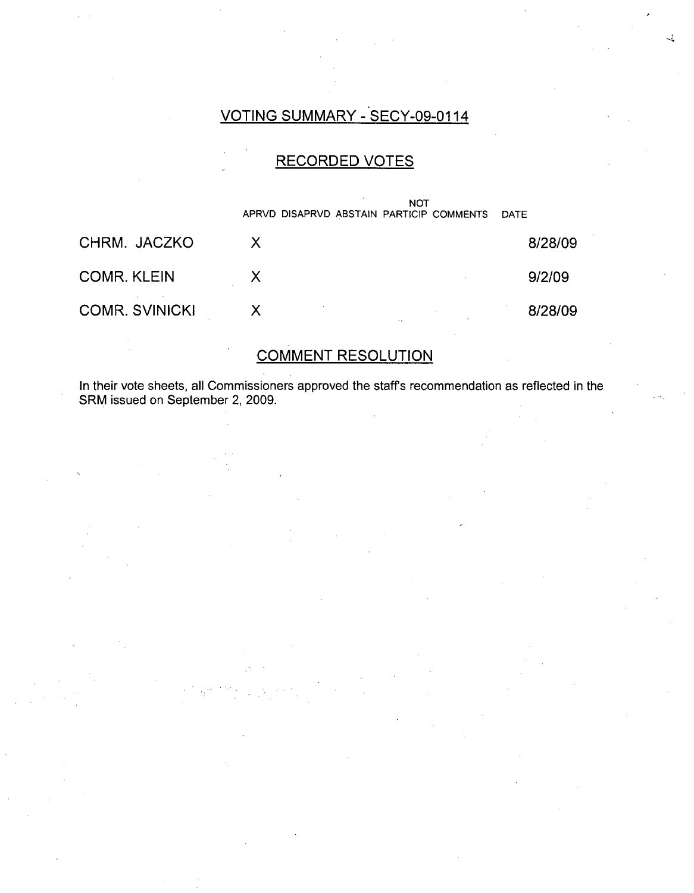## VOTING SUMMARY - SECY-09-0114

## RECORDED VOTES

| | APRVD | DISAPRVD | ABSTAIN | NOT PARTICIP | COMMENTS | DATE |
|---|---|---|---|---|---|---|
| CHRM. JACZKO | X | | | | | 8/28/09 |
| COMR. KLEIN | X | | | | | 9/2/09 |
| COMR. SVINICKI | X | | | | | 8/28/09 |

## COMMENT RESOLUTION

In their vote sheets, all Commissioners approved the staff's recommendation as reflected in the SRM issued on September 2, 2009.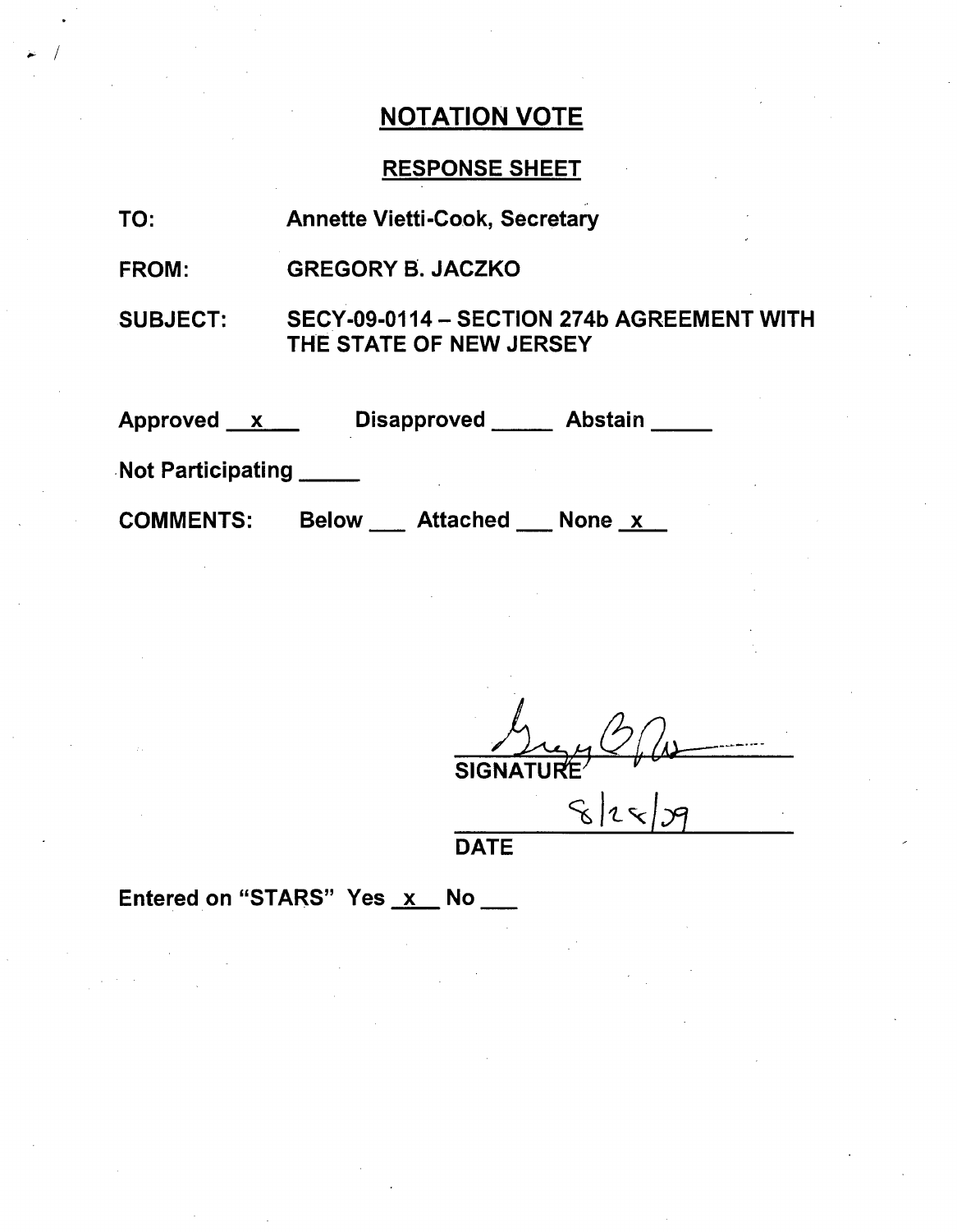## NOTATION VOTE

### RESPONSE SHEET

TO: Annette Vietti-Cook, Secretary

FROM: GREGORY B. JACZKO

SUBJECT: SECY-09-0114 – SECTION 274b AGREEMENT WITH THE STATE OF NEW JERSEY

Approved x Disapproved \_\_\_\_\_ Abstain \_\_\_\_\_

Not Participating \_\_\_\_\_

COMMENTS: Below \_\_\_ Attached \_\_\_ None x

SIGNATURE

8/25/09

DATE

Entered on "STARS" Yes x No \_\_\_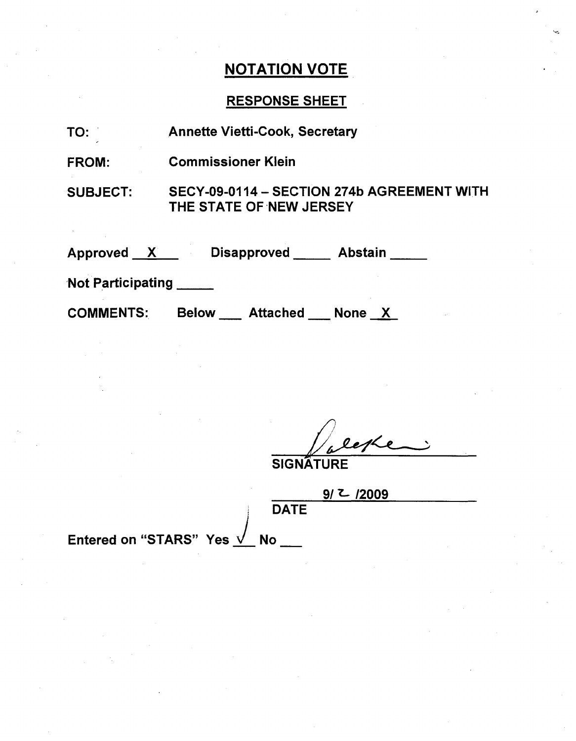# NOTATION VOTE

## RESPONSE SHEET

TO: Annette Vietti-Cook, Secretary

FROM: Commissioner Klein

SUBJECT: SECY-09-0114 – SECTION 274b AGREEMENT WITH THE STATE OF NEW JERSEY

Approved X Disapproved ___ Abstain ___

Not Participating ___

COMMENTS: Below ___ Attached ___ None X

SIGNATURE

9/2/2009

DATE

Entered on "STARS" Yes √ No ___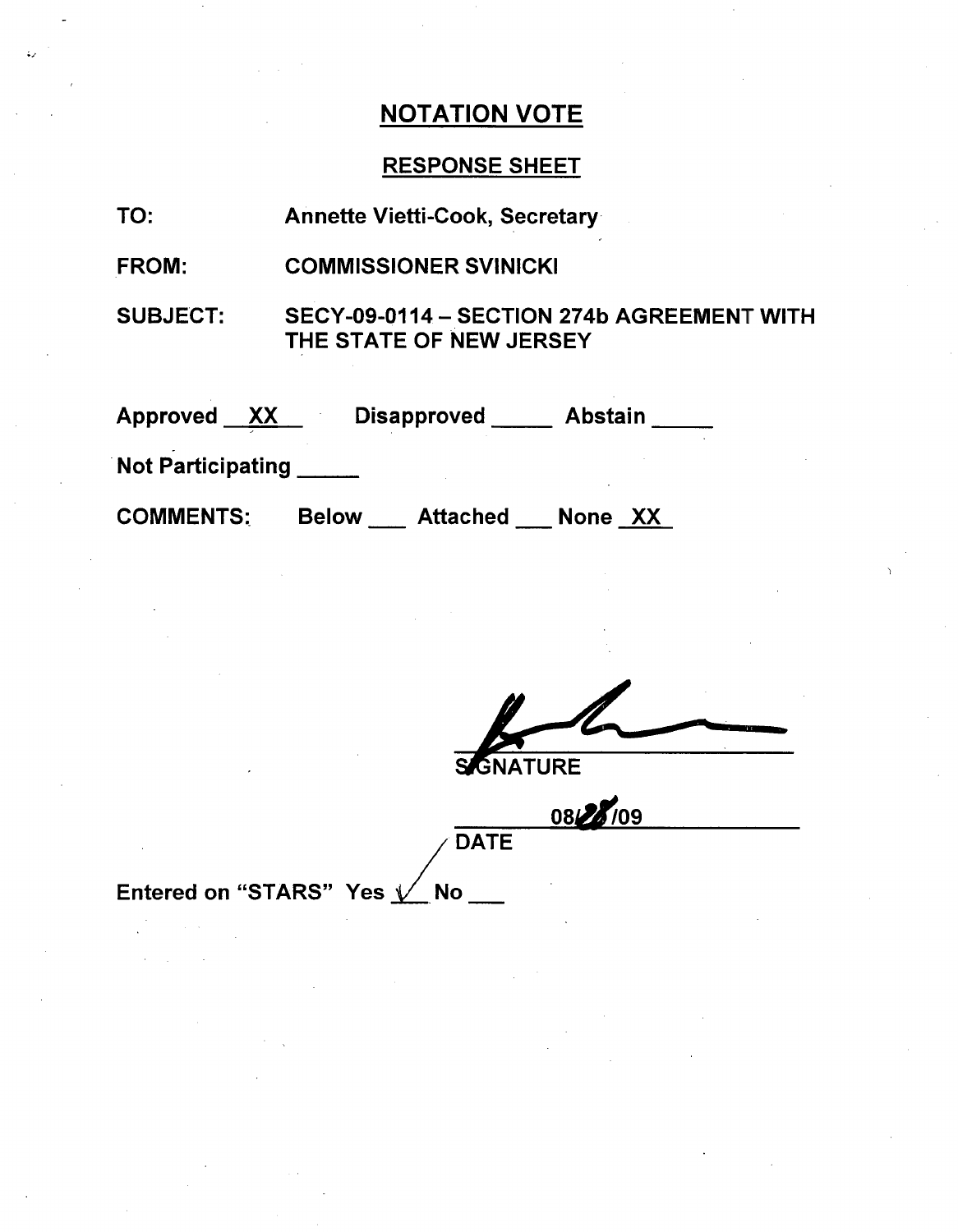## NOTATION VOTE

### RESPONSE SHEET

TO: Annette Vietti-Cook, Secretary

FROM: COMMISSIONER SVINICKI

SUBJECT: SECY-09-0114 – SECTION 274b AGREEMENT WITH THE STATE OF NEW JERSEY

Approved __XX__ Disapproved _____ Abstain _____

Not Participating _____

COMMENTS: Below ___ Attached ___ None __XX__

SIGNATURE

08/28/09

DATE

Entered on "STARS" Yes ✓ No ___